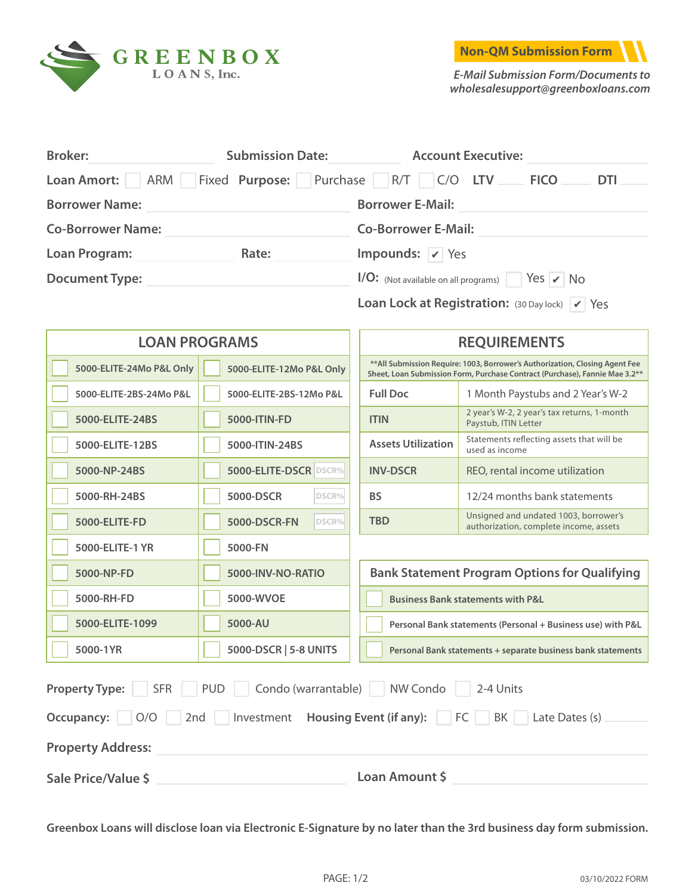# GREENBOX LOANS, Inc.

**Non-QM Submission Form**

*E-Mail Submission Form/Documents to wholesalesupport@greenboxloans.com*

**Broker:** ____________ **Submission Date:** ____________ **Account Executive:** ____________

**Loan Amort:** ☐ ARM ☐ Fixed **Purpose:** ☐ Purchase ☐ R/T ☐ C/O **LTV** ____ **FICO** ____ **DTI** ____

**Borrower Name:** ____________ **Borrower E-Mail:** ____________

**Co-Borrower Name:** ____________ **Co-Borrower E-Mail:** ____________

**Loan Program:** ____________ **Rate:** ____________ **Impounds:** ☑ Yes

**Document Type:** ____________ **I/O:** (Not available on all programs) ☐ Yes ☑ No

**Loan Lock at Registration:** (30 Day lock) ☑ Yes

## LOAN PROGRAMS

| | |
|---|---|
| ☐ 5000-ELITE-24Mo P&L Only | ☐ 5000-ELITE-12Mo P&L Only |
| ☐ 5000-ELITE-2BS-24Mo P&L | ☐ 5000-ELITE-2BS-12Mo P&L |
| ☐ 5000-ELITE-24BS | ☐ 5000-ITIN-FD |
| ☐ 5000-ELITE-12BS | ☐ 5000-ITIN-24BS |
| ☐ 5000-NP-24BS | ☐ 5000-ELITE-DSCR DSCR% |
| ☐ 5000-RH-24BS | ☐ 5000-DSCR DSCR% |
| ☐ 5000-ELITE-FD | ☐ 5000-DSCR-FN DSCR% |
| ☐ 5000-ELITE-1 YR | ☐ 5000-FN |
| ☐ 5000-NP-FD | ☐ 5000-INV-NO-RATIO |
| ☐ 5000-RH-FD | ☐ 5000-WVOE |
| ☐ 5000-ELITE-1099 | ☐ 5000-AU |
| ☐ 5000-1YR | ☐ 5000-DSCR \| 5-8 UNITS |

## REQUIREMENTS

**All Submission Require: 1003, Borrower's Authorization, Closing Agent Fee Sheet, Loan Submission Form, Purchase Contract (Purchase), Fannie Mae 3.2**

| | |
|---|---|
| **Full Doc** | 1 Month Paystubs and 2 Year's W-2 |
| **ITIN** | 2 year's W-2, 2 year's tax returns, 1-month Paystub, ITIN Letter |
| **Assets Utilization** | Statements reflecting assets that will be used as income |
| **INV-DSCR** | REO, rental income utilization |
| **BS** | 12/24 months bank statements |
| **TBD** | Unsigned and undated 1003, borrower's authorization, complete income, assets |

## Bank Statement Program Options for Qualifying

- ☐ Business Bank statements with P&L
- ☐ Personal Bank statements (Personal + Business use) with P&L
- ☐ Personal Bank statements + separate business bank statements

**Property Type:** ☐ SFR ☐ PUD ☐ Condo (warrantable) ☐ NW Condo ☐ 2-4 Units

**Occupancy:** ☐ O/O ☐ 2nd ☐ Investment **Housing Event (if any):** ☐ FC ☐ BK ☐ Late Dates (s) ____________

**Property Address:** ____________

**Sale Price/Value $** ____________ **Loan Amount $** ____________

**Greenbox Loans will disclose loan via Electronic E-Signature by no later than the 3rd business day form submission.**

03/10/2022 FORM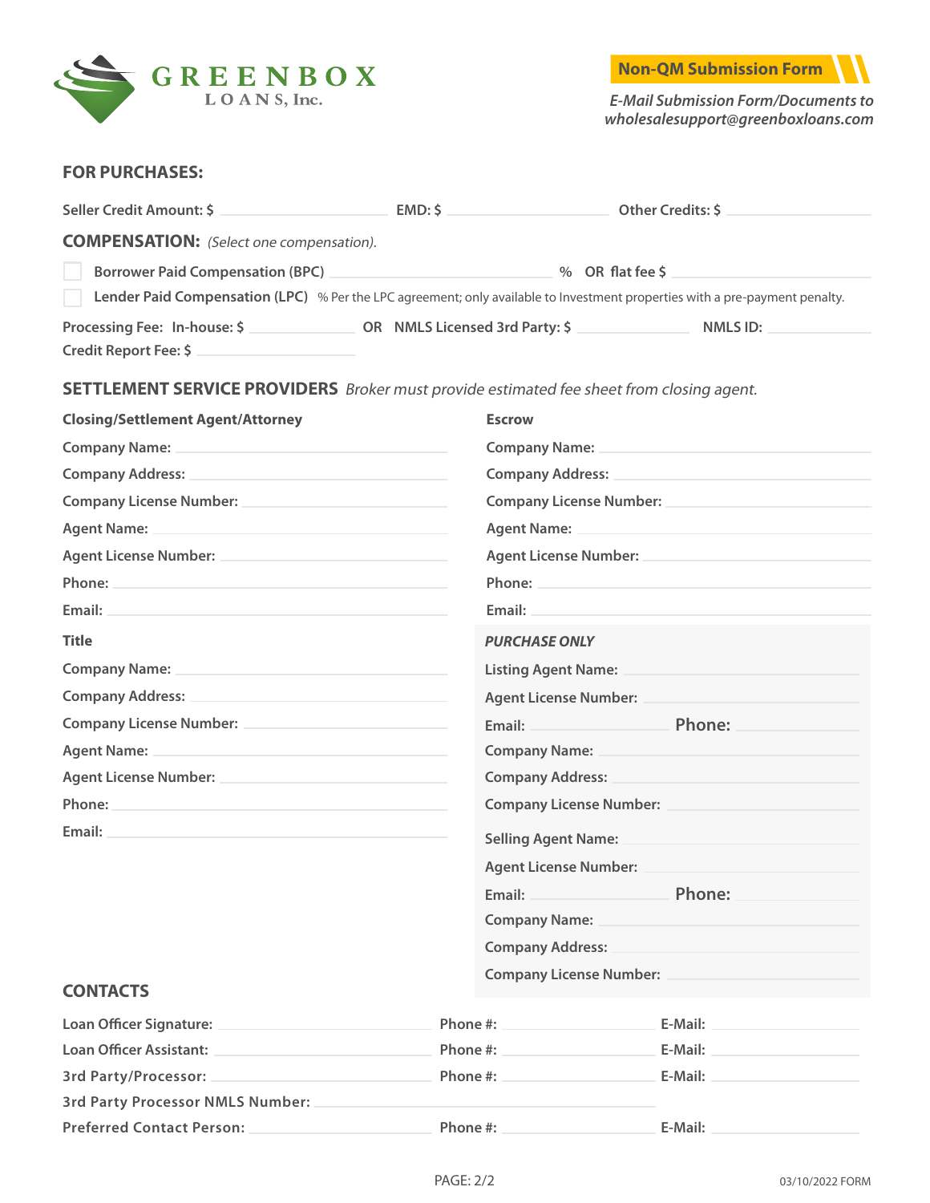GREENBOX LOANS, Inc.

**Non-QM Submission Form**

*E-Mail Submission Form/Documents to wholesalesupport@greenboxloans.com*

## FOR PURCHASES:

Seller Credit Amount: $ ____________ EMD: $ ____________ Other Credits: $ ____________

## COMPENSATION: *(Select one compensation).*

☐ Borrower Paid Compensation (BPC) ____________ % OR flat fee $ ____________

☐ Lender Paid Compensation (LPC) % Per the LPC agreement; only available to Investment properties with a pre-payment penalty.

Processing Fee: In-house: $ ____________ OR NMLS Licensed 3rd Party: $ ____________ NMLS ID: ____________

Credit Report Fee: $ ____________

## SETTLEMENT SERVICE PROVIDERS *Broker must provide estimated fee sheet from closing agent.*

### Closing/Settlement Agent/Attorney

Company Name: ____________

Company Address: ____________

Company License Number: ____________

Agent Name: ____________

Agent License Number: ____________

Phone: ____________

Email: ____________

### Escrow

Company Name: ____________

Company Address: ____________

Company License Number: ____________

Agent Name: ____________

Agent License Number: ____________

Phone: ____________

Email: ____________

### Title

Company Name: ____________

Company Address: ____________

Company License Number: ____________

Agent Name: ____________

Agent License Number: ____________

Phone: ____________

Email: ____________

### *PURCHASE ONLY*

Listing Agent Name: ____________

Agent License Number: ____________

Email: ____________ Phone: ____________

Company Name: ____________

Company Address: ____________

Company License Number: ____________

Selling Agent Name: ____________

Agent License Number: ____________

Email: ____________ Phone: ____________

Company Name: ____________

Company Address: ____________

Company License Number: ____________

## CONTACTS

Loan Officer Signature: ____________ Phone #: ____________ E-Mail: ____________

Loan Officer Assistant: ____________ Phone #: ____________ E-Mail: ____________

3rd Party/Processor: ____________ Phone #: ____________ E-Mail: ____________

3rd Party Processor NMLS Number: ____________

Preferred Contact Person: ____________ Phone #: ____________ E-Mail: ____________

03/10/2022 FORM